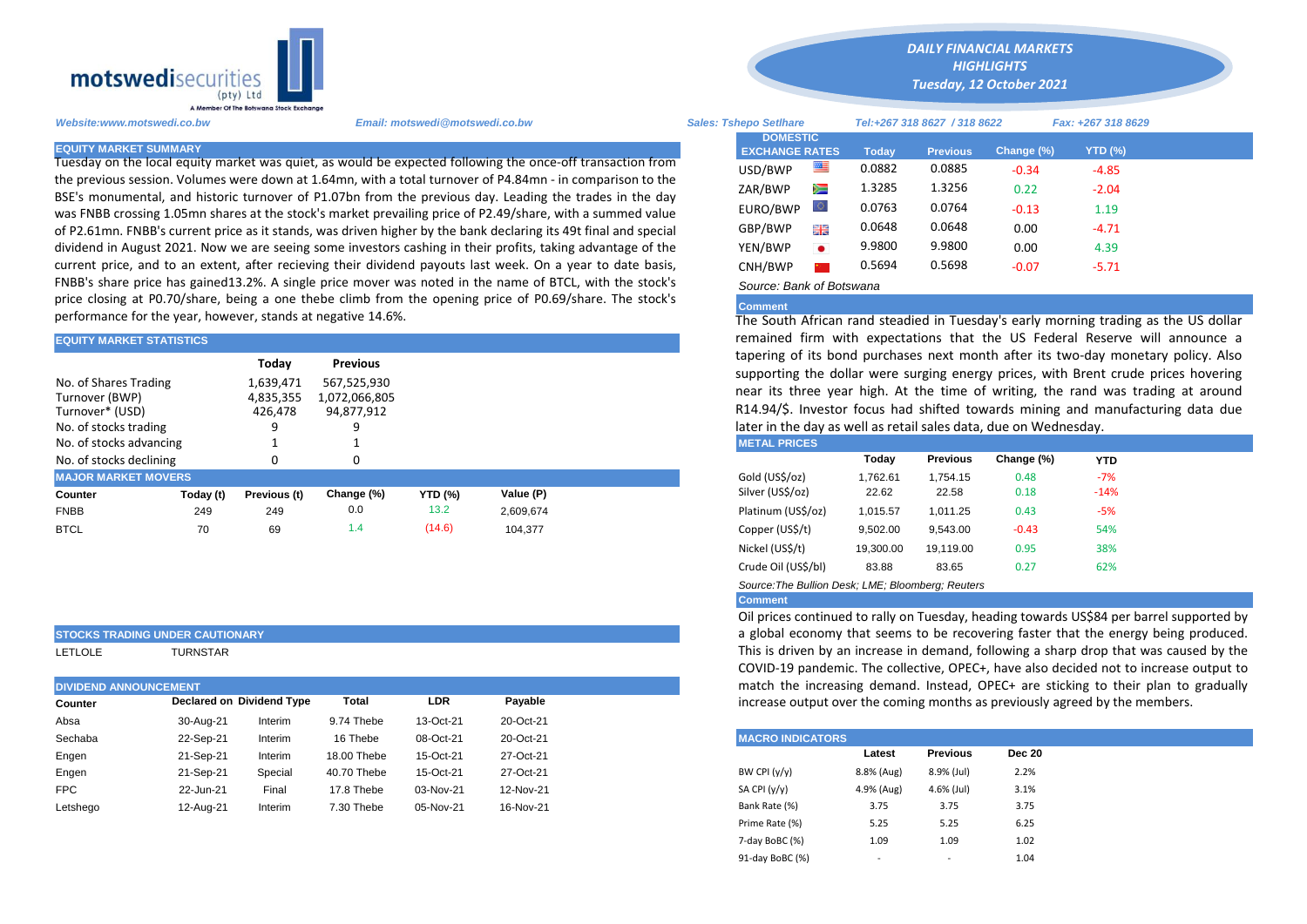**motswedisecurities** (pty) Ltd
A Member Of The Botswana Stock Exchange

***DAILY FINANCIAL MARKETS HIGHLIGHTS***
***Tuesday, 12 October 2021***

*Website:www.motswedi.co.bw* *Email: motswedi@motswedi.co.bw* *Sales: Tshepo Setlhare* *Tel:+267 318 8627 / 318 8622* *Fax: +267 318 8629*

## EQUITY MARKET SUMMARY

Tuesday on the local equity market was quiet, as would be expected following the once-off transaction from the previous session. Volumes were down at 1.64mn, with a total turnover of P4.84mn - in comparison to the BSE's monumental, and historic turnover of P1.07bn from the previous day. Leading the trades in the day was FNBB crossing 1.05mn shares at the stock's market prevailing price of P2.49/share, with a summed value of P2.61mn. FNBB's current price as it stands, was driven higher by the bank declaring its 49t final and special dividend in August 2021. Now we are seeing some investors cashing in their profits, taking advantage of the current price, and to an extent, after recieving their dividend payouts last week. On a year to date basis, FNBB's share price has gained13.2%. A single price mover was noted in the name of BTCL, with the stock's price closing at P0.70/share, being a one thebe climb from the opening price of P0.69/share. The stock's performance for the year, however, stands at negative 14.6%.

## EQUITY MARKET STATISTICS

| | Today | Previous |
|---|---|---|
| No. of Shares Trading | 1,639,471 | 567,525,930 |
| Turnover (BWP) | 4,835,355 | 1,072,066,805 |
| Turnover* (USD) | 426,478 | 94,877,912 |
| No. of stocks trading | 9 | 9 |
| No. of stocks advancing | 1 | 1 |
| No. of stocks declining | 0 | 0 |

## MAJOR MARKET MOVERS

| Counter | Today (t) | Previous (t) | Change (%) | YTD (%) | Value (P) |
|---|---|---|---|---|---|
| FNBB | 249 | 249 | 0.0 | 13.2 | 2,609,674 |
| BTCL | 70 | 69 | 1.4 | (14.6) | 104,377 |

## STOCKS TRADING UNDER CAUTIONARY

| | |
|---|---|
| LETLOLE | TURNSTAR |

## DIVIDEND ANNOUNCEMENT

| Counter | Declared on | Dividend Type | Total | LDR | Payable |
|---|---|---|---|---|---|
| Absa | 30-Aug-21 | Interim | 9.74 Thebe | 13-Oct-21 | 20-Oct-21 |
| Sechaba | 22-Sep-21 | Interim | 16 Thebe | 08-Oct-21 | 20-Oct-21 |
| Engen | 21-Sep-21 | Interim | 18.00 Thebe | 15-Oct-21 | 27-Oct-21 |
| Engen | 21-Sep-21 | Special | 40.70 Thebe | 15-Oct-21 | 27-Oct-21 |
| FPC | 22-Jun-21 | Final | 17.8 Thebe | 03-Nov-21 | 12-Nov-21 |
| Letshego | 12-Aug-21 | Interim | 7.30 Thebe | 05-Nov-21 | 16-Nov-21 |

## DOMESTIC EXCHANGE RATES

| DOMESTIC EXCHANGE RATES | Today | Previous | Change (%) | YTD (%) |
|---|---|---|---|---|
| USD/BWP | 0.0882 | 0.0885 | -0.34 | -4.85 |
| ZAR/BWP | 1.3285 | 1.3256 | 0.22 | -2.04 |
| EURO/BWP | 0.0763 | 0.0764 | -0.13 | 1.19 |
| GBP/BWP | 0.0648 | 0.0648 | 0.00 | -4.71 |
| YEN/BWP | 9.9800 | 9.9800 | 0.00 | 4.39 |
| CNH/BWP | 0.5694 | 0.5698 | -0.07 | -5.71 |

*Source: Bank of Botswana*

**Comment**

The South African rand steadied in Tuesday's early morning trading as the US dollar remained firm with expectations that the US Federal Reserve will announce a tapering of its bond purchases next month after its two-day monetary policy. Also supporting the dollar were surging energy prices, with Brent crude prices hovering near its three year high. At the time of writing, the rand was trading at around R14.94/$. Investor focus had shifted towards mining and manufacturing data due later in the day as well as retail sales data, due on Wednesday.

## METAL PRICES

| | Today | Previous | Change (%) | YTD |
|---|---|---|---|---|
| Gold (US$/oz) | 1,762.61 | 1,754.15 | 0.48 | -7% |
| Silver (US$/oz) | 22.62 | 22.58 | 0.18 | -14% |
| Platinum (US$/oz) | 1,015.57 | 1,011.25 | 0.43 | -5% |
| Copper (US$/t) | 9,502.00 | 9,543.00 | -0.43 | 54% |
| Nickel (US$/t) | 19,300.00 | 19,119.00 | 0.95 | 38% |
| Crude Oil (US$/bl) | 83.88 | 83.65 | 0.27 | 62% |

*Source:The Bullion Desk; LME; Bloomberg; Reuters*

**Comment**

Oil prices continued to rally on Tuesday, heading towards US$84 per barrel supported by a global economy that seems to be recovering faster that the energy being produced. This is driven by an increase in demand, following a sharp drop that was caused by the COVID-19 pandemic. The collective, OPEC+, have also decided not to increase output to match the increasing demand. Instead, OPEC+ are sticking to their plan to gradually increase output over the coming months as previously agreed by the members.

## MACRO INDICATORS

| | Latest | Previous | Dec 20 |
|---|---|---|---|
| BW CPI (y/y) | 8.8% (Aug) | 8.9% (Jul) | 2.2% |
| SA CPI (y/y) | 4.9% (Aug) | 4.6% (Jul) | 3.1% |
| Bank Rate (%) | 3.75 | 3.75 | 3.75 |
| Prime Rate (%) | 5.25 | 5.25 | 6.25 |
| 7-day BoBC (%) | 1.09 | 1.09 | 1.02 |
| 91-day BoBC (%) | - | - | 1.04 |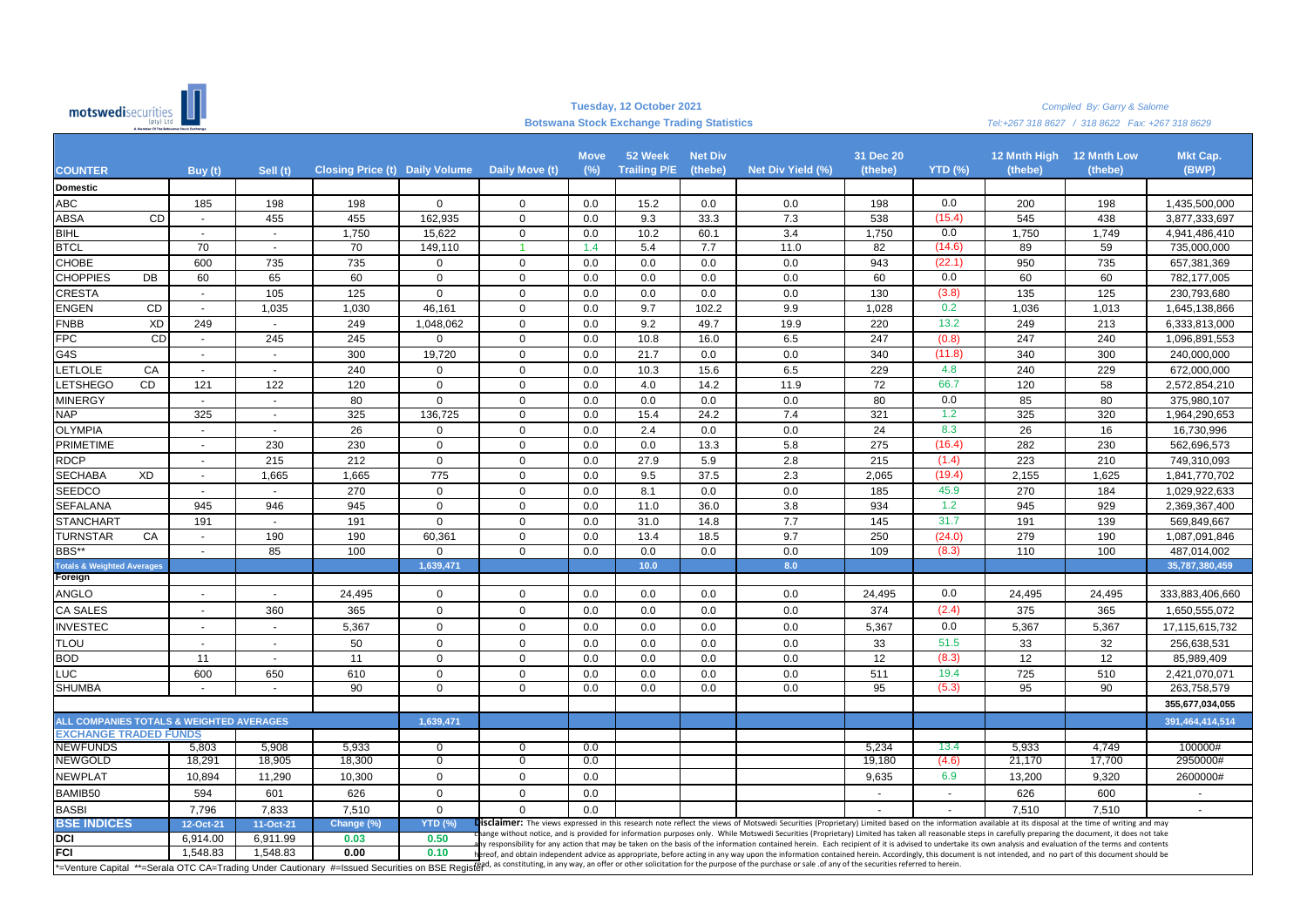motswedisecurities (pty) Ltd
A Member Of The Botswana Stock Exchange

**Tuesday, 12 October 2021**
**Botswana Stock Exchange Trading Statistics**

*Compiled By: Garry & Salome*
*Tel:+267 318 8627 / 318 8622 Fax: +267 318 8629*

| COUNTER | | Buy (t) | Sell (t) | Closing Price (t) | Daily Volume | Daily Move (t) | Move (%) | 52 Week Trailing P/E | Net Div (thebe) | Net Div Yield (%) | 31 Dec 20 (thebe) | YTD (%) | 12 Mnth High (thebe) | 12 Mnth Low (thebe) | Mkt Cap. (BWP) |
|---|---|---|---|---|---|---|---|---|---|---|---|---|---|---|---|
| **Domestic** | | | | | | | | | | | | | | | |
| ABC | | 185 | 198 | 198 | 0 | 0 | 0.0 | 15.2 | 0.0 | 0.0 | 198 | 0.0 | 200 | 198 | 1,435,500,000 |
| ABSA | CD | - | 455 | 455 | 162,935 | 0 | 0.0 | 9.3 | 33.3 | 7.3 | 538 | (15.4) | 545 | 438 | 3,877,333,697 |
| BIHL | | - | - | 1,750 | 15,622 | 0 | 0.0 | 10.2 | 60.1 | 3.4 | 1,750 | 0.0 | 1,750 | 1,749 | 4,941,486,410 |
| BTCL | | 70 | - | 70 | 149,110 | 1 | 1.4 | 5.4 | 7.7 | 11.0 | 82 | (14.6) | 89 | 59 | 735,000,000 |
| CHOBE | | 600 | 735 | 735 | 0 | 0 | 0.0 | 0.0 | 0.0 | 0.0 | 943 | (22.1) | 950 | 735 | 657,381,369 |
| CHOPPIES | DB | 60 | 65 | 60 | 0 | 0 | 0.0 | 0.0 | 0.0 | 0.0 | 60 | 0.0 | 60 | 60 | 782,177,005 |
| CRESTA | | - | 105 | 125 | 0 | 0 | 0.0 | 0.0 | 0.0 | 0.0 | 130 | (3.8) | 135 | 125 | 230,793,680 |
| ENGEN | CD | - | 1,035 | 1,030 | 46,161 | 0 | 0.0 | 9.7 | 102.2 | 9.9 | 1,028 | 0.2 | 1,036 | 1,013 | 1,645,138,866 |
| FNBB | XD | 249 | - | 249 | 1,048,062 | 0 | 0.0 | 9.2 | 49.7 | 19.9 | 220 | 13.2 | 249 | 213 | 6,333,813,000 |
| FPC | CD | - | 245 | 245 | 0 | 0 | 0.0 | 10.8 | 16.0 | 6.5 | 247 | (0.8) | 247 | 240 | 1,096,891,553 |
| G4S | | - | - | 300 | 19,720 | 0 | 0.0 | 21.7 | 0.0 | 0.0 | 340 | (11.8) | 340 | 300 | 240,000,000 |
| LETLOLE | CA | - | - | 240 | 0 | 0 | 0.0 | 10.3 | 15.6 | 6.5 | 229 | 4.8 | 240 | 229 | 672,000,000 |
| LETSHEGO | CD | 121 | 122 | 120 | 0 | 0 | 0.0 | 4.0 | 14.2 | 11.9 | 72 | 66.7 | 120 | 58 | 2,572,854,210 |
| MINERGY | | - | - | 80 | 0 | 0 | 0.0 | 0.0 | 0.0 | 0.0 | 80 | 0.0 | 85 | 80 | 375,980,107 |
| NAP | | 325 | - | 325 | 136,725 | 0 | 0.0 | 15.4 | 24.2 | 7.4 | 321 | 1.2 | 325 | 320 | 1,964,290,653 |
| OLYMPIA | | - | - | 26 | 0 | 0 | 0.0 | 2.4 | 0.0 | 0.0 | 24 | 8.3 | 26 | 16 | 16,730,996 |
| PRIMETIME | | - | 230 | 230 | 0 | 0 | 0.0 | 0.0 | 13.3 | 5.8 | 275 | (16.4) | 282 | 230 | 562,696,573 |
| RDCP | | - | 215 | 212 | 0 | 0 | 0.0 | 27.9 | 5.9 | 2.8 | 215 | (1.4) | 223 | 210 | 749,310,093 |
| SECHABA | XD | - | 1,665 | 1,665 | 775 | 0 | 0.0 | 9.5 | 37.5 | 2.3 | 2,065 | (19.4) | 2,155 | 1,625 | 1,841,770,702 |
| SEEDCO | | - | - | 270 | 0 | 0 | 0.0 | 8.1 | 0.0 | 0.0 | 185 | 45.9 | 270 | 184 | 1,029,922,633 |
| SEFALANA | | 945 | 946 | 945 | 0 | 0 | 0.0 | 11.0 | 36.0 | 3.8 | 934 | 1.2 | 945 | 929 | 2,369,367,400 |
| STANCHART | | 191 | - | 191 | 0 | 0 | 0.0 | 31.0 | 14.8 | 7.7 | 145 | 31.7 | 191 | 139 | 569,849,667 |
| TURNSTAR | CA | - | 190 | 190 | 60,361 | 0 | 0.0 | 13.4 | 18.5 | 9.7 | 250 | (24.0) | 279 | 190 | 1,087,091,846 |
| BBS** | | - | 85 | 100 | 0 | 0 | 0.0 | 0.0 | 0.0 | 0.0 | 109 | (8.3) | 110 | 100 | 487,014,002 |
| **Totals & Weighted Averages** | | | | | **1,639,471** | | | **10.0** | | **8.0** | | | | | **35,787,380,459** |
| **Foreign** | | | | | | | | | | | | | | | |
| ANGLO | | - | - | 24,495 | 0 | 0 | 0.0 | 0.0 | 0.0 | 0.0 | 24,495 | 0.0 | 24,495 | 24,495 | 333,883,406,660 |
| CA SALES | | - | 360 | 365 | 0 | 0 | 0.0 | 0.0 | 0.0 | 0.0 | 374 | (2.4) | 375 | 365 | 1,650,555,072 |
| INVESTEC | | - | - | 5,367 | 0 | 0 | 0.0 | 0.0 | 0.0 | 0.0 | 5,367 | 0.0 | 5,367 | 5,367 | 17,115,615,732 |
| TLOU | | - | - | 50 | 0 | 0 | 0.0 | 0.0 | 0.0 | 0.0 | 33 | 51.5 | 33 | 32 | 256,638,531 |
| BOD | | 11 | - | 11 | 0 | 0 | 0.0 | 0.0 | 0.0 | 0.0 | 12 | (8.3) | 12 | 12 | 85,989,409 |
| LUC | | 600 | 650 | 610 | 0 | 0 | 0.0 | 0.0 | 0.0 | 0.0 | 511 | 19.4 | 725 | 510 | 2,421,070,071 |
| SHUMBA | | - | - | 90 | 0 | 0 | 0.0 | 0.0 | 0.0 | 0.0 | 95 | (5.3) | 95 | 90 | 263,758,579 |
| | | | | | | | | | | | | | | | **355,677,034,055** |
| **ALL COMPANIES TOTALS & WEIGHTED AVERAGES** | | | | | **1,639,471** | | | | | | | | | | **391,464,414,514** |
| **EXCHANGE TRADED FUNDS** | | | | | | | | | | | | | | | |
| NEWFUNDS | | 5,803 | 5,908 | 5,933 | 0 | 0 | 0.0 | | | | 5,234 | 13.4 | 5,933 | 4,749 | 100000# |
| NEWGOLD | | 18,291 | 18,905 | 18,300 | 0 | 0 | 0.0 | | | | 19,180 | (4.6) | 21,170 | 17,700 | 2950000# |
| NEWPLAT | | 10,894 | 11,290 | 10,300 | 0 | 0 | 0.0 | | | | 9,635 | 6.9 | 13,200 | 9,320 | 2600000# |
| BAMIB50 | | 594 | 601 | 626 | 0 | 0 | 0.0 | | | | - | - | 626 | 600 | - |
| BASBI | | 7,796 | 7,833 | 7,510 | 0 | 0 | 0.0 | | | | - | - | 7,510 | 7,510 | - |

| BSE INDICES | 12-Oct-21 | 11-Oct-21 | Change (%) | YTD (%) |
|---|---|---|---|---|
| DCI | 6,914.00 | 6,911.99 | 0.03 | 0.50 |
| FCI | 1,548.83 | 1,548.83 | 0.00 | 0.10 |

*=Venture Capital **=Serala OTC CA=Trading Under Cautionary #=Issued Securities on BSE Register

**Disclaimer:** The views expressed in this research note reflect the views of Motswedi Securities (Proprietary) Limited based on the information available at its disposal at the time of writing and may change without notice, and is provided for information purposes only. While Motswedi Securities (Proprietary) Limited has taken all reasonable steps in carefully preparing the document, it does not take any responsibility for any action that may be taken on the basis of the information contained herein. Each recipient of it is advised to undertake its own analysis and evaluation of the terms and contents thereof, and obtain independent advice as appropriate, before acting in any way upon the information contained herein. Accordingly, this document is not intended, and no part of this document should be read, as constituting, in any way, an offer or other solicitation for the purpose of the purchase or sale .of any of the securities referred to herein.